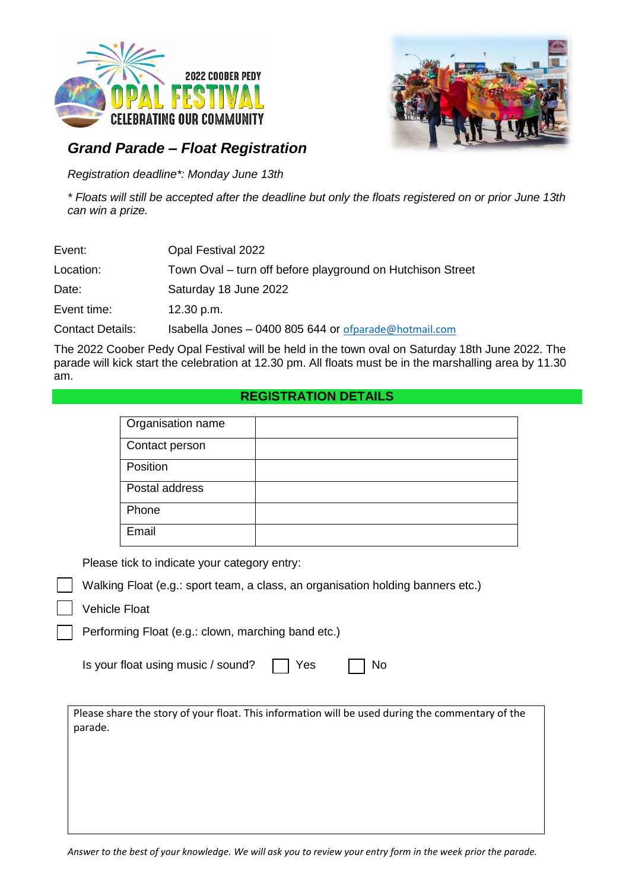2022 COOBER PEDY

OPAL FESTIVAL

CELEBRATING OUR COMMUNITY

## *Grand Parade – Float Registration*

*Registration deadline\*: Monday June 13th*

*\* Floats will still be accepted after the deadline but only the floats registered on or prior June 13th can win a prize.*

| | |
|---|---|
| Event: | Opal Festival 2022 |
| Location: | Town Oval – turn off before playground on Hutchison Street |
| Date: | Saturday 18 June 2022 |
| Event time: | 12.30 p.m. |
| Contact Details: | Isabella Jones – 0400 805 644 or ofparade@hotmail.com |

The 2022 Coober Pedy Opal Festival will be held in the town oval on Saturday 18th June 2022. The parade will kick start the celebration at 12.30 pm. All floats must be in the marshalling area by 11.30 am.

### REGISTRATION DETAILS

| | |
|---|---|
| Organisation name | |
| Contact person | |
| Position | |
| Postal address | |
| Phone | |
| Email | |

Please tick to indicate your category entry:

- ☐ Walking Float (e.g.: sport team, a class, an organisation holding banners etc.)
- ☐ Vehicle Float
- ☐ Performing Float (e.g.: clown, marching band etc.)

Is your float using music / sound? ☐ Yes ☐ No

Please share the story of your float. This information will be used during the commentary of the parade.

*Answer to the best of your knowledge. We will ask you to review your entry form in the week prior the parade.*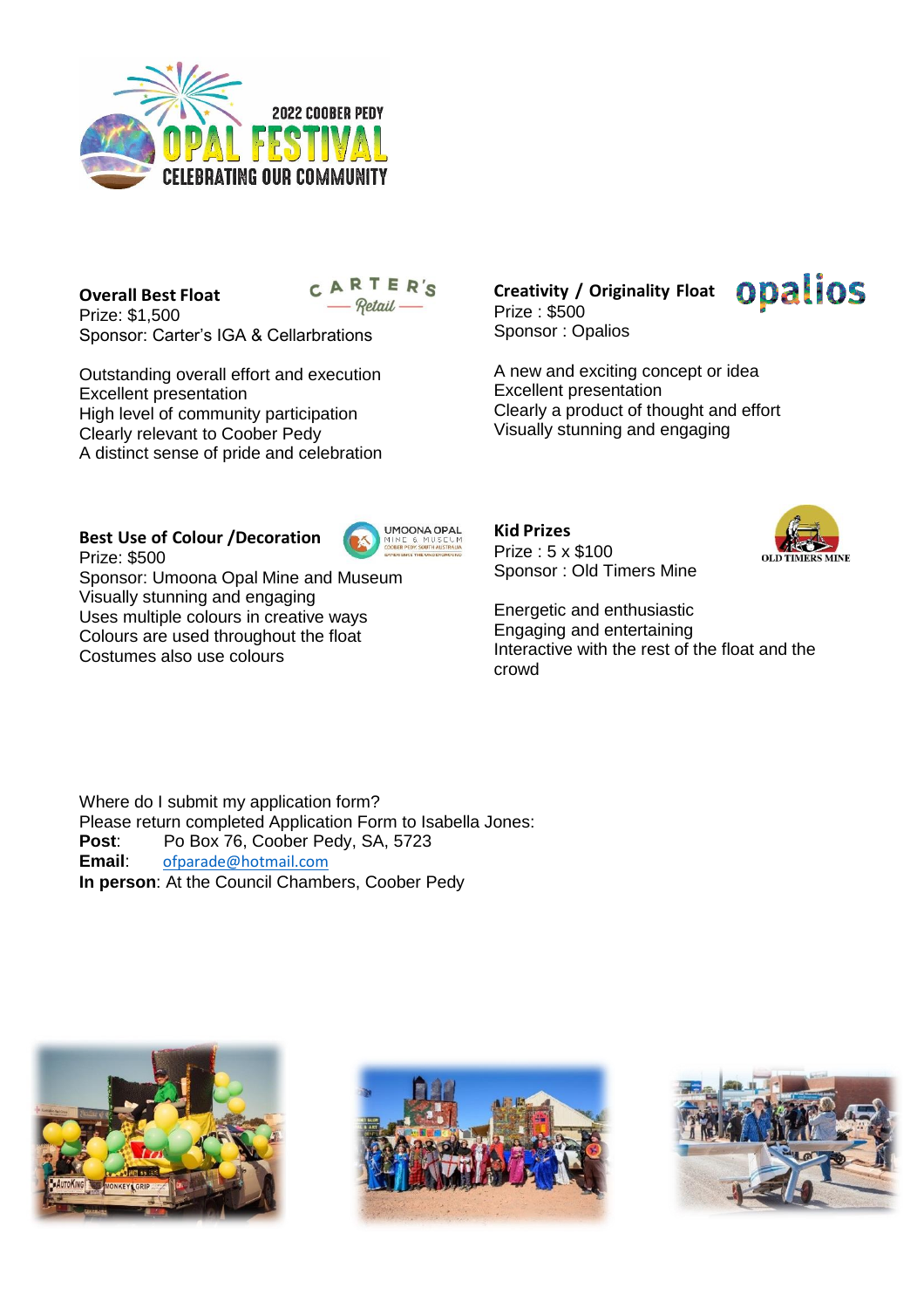# 2022 COOBER PEDY OPAL FESTIVAL

CELEBRATING OUR COMMUNITY

**Overall Best Float**
Prize: $1,500
Sponsor: Carter's IGA & Cellarbrations

Outstanding overall effort and execution
Excellent presentation
High level of community participation
Clearly relevant to Coober Pedy
A distinct sense of pride and celebration

**Creativity / Originality Float**
Prize : $500
Sponsor : Opalios

A new and exciting concept or idea
Excellent presentation
Clearly a product of thought and effort
Visually stunning and engaging

**Best Use of Colour /Decoration**
Prize: $500
Sponsor: Umoona Opal Mine and Museum
Visually stunning and engaging
Uses multiple colours in creative ways
Colours are used throughout the float
Costumes also use colours

**Kid Prizes**
Prize : 5 x $100
Sponsor : Old Timers Mine

Energetic and enthusiastic
Engaging and entertaining
Interactive with the rest of the float and the crowd

Where do I submit my application form?
Please return completed Application Form to Isabella Jones:
**Post**: Po Box 76, Coober Pedy, SA, 5723
**Email**: ofparade@hotmail.com
**In person**: At the Council Chambers, Coober Pedy